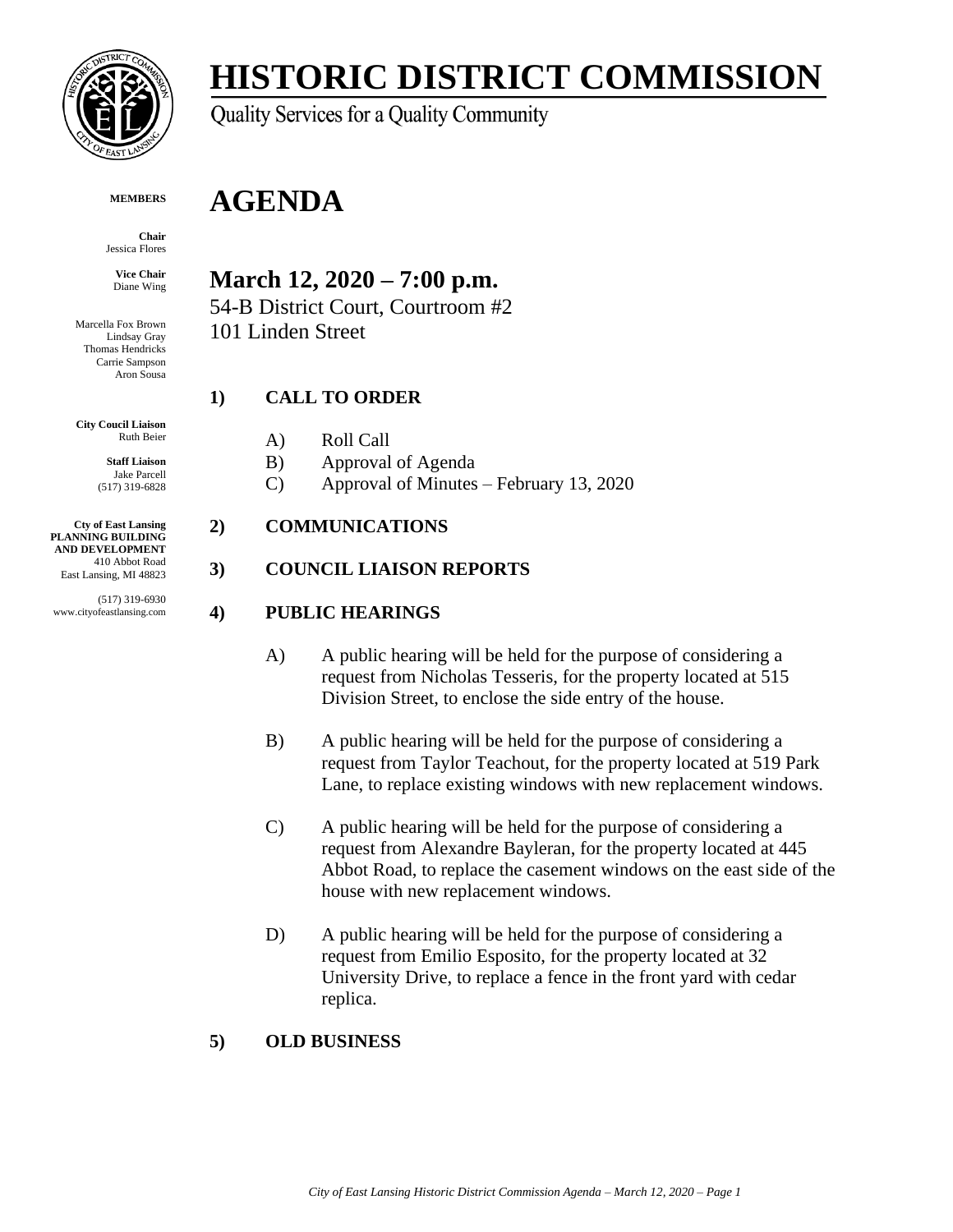# HISTORIC DISTRICT COMMISSION

Quality Services for a Quality Community

**MEMBERS**

**Chair**
Jessica Flores

**Vice Chair**
Diane Wing

Marcella Fox Brown
Lindsay Gray
Thomas Hendricks
Carrie Sampson
Aron Sousa

**City Coucil Liaison**
Ruth Beier

**Staff Liaison**
Jake Parcell
(517) 319-6828

**Cty of East Lansing**
**PLANNING BUILDING AND DEVELOPMENT**
410 Abbot Road
East Lansing, MI 48823

(517) 319-6930
www.cityofeastlansing.com

# AGENDA

## March 12, 2020 – 7:00 p.m.

54-B District Court, Courtroom #2
101 Linden Street

### 1) CALL TO ORDER

A) Roll Call
B) Approval of Agenda
C) Approval of Minutes – February 13, 2020

### 2) COMMUNICATIONS

### 3) COUNCIL LIAISON REPORTS

### 4) PUBLIC HEARINGS

A) A public hearing will be held for the purpose of considering a request from Nicholas Tesseris, for the property located at 515 Division Street, to enclose the side entry of the house.

B) A public hearing will be held for the purpose of considering a request from Taylor Teachout, for the property located at 519 Park Lane, to replace existing windows with new replacement windows.

C) A public hearing will be held for the purpose of considering a request from Alexandre Bayleran, for the property located at 445 Abbot Road, to replace the casement windows on the east side of the house with new replacement windows.

D) A public hearing will be held for the purpose of considering a request from Emilio Esposito, for the property located at 32 University Drive, to replace a fence in the front yard with cedar replica.

### 5) OLD BUSINESS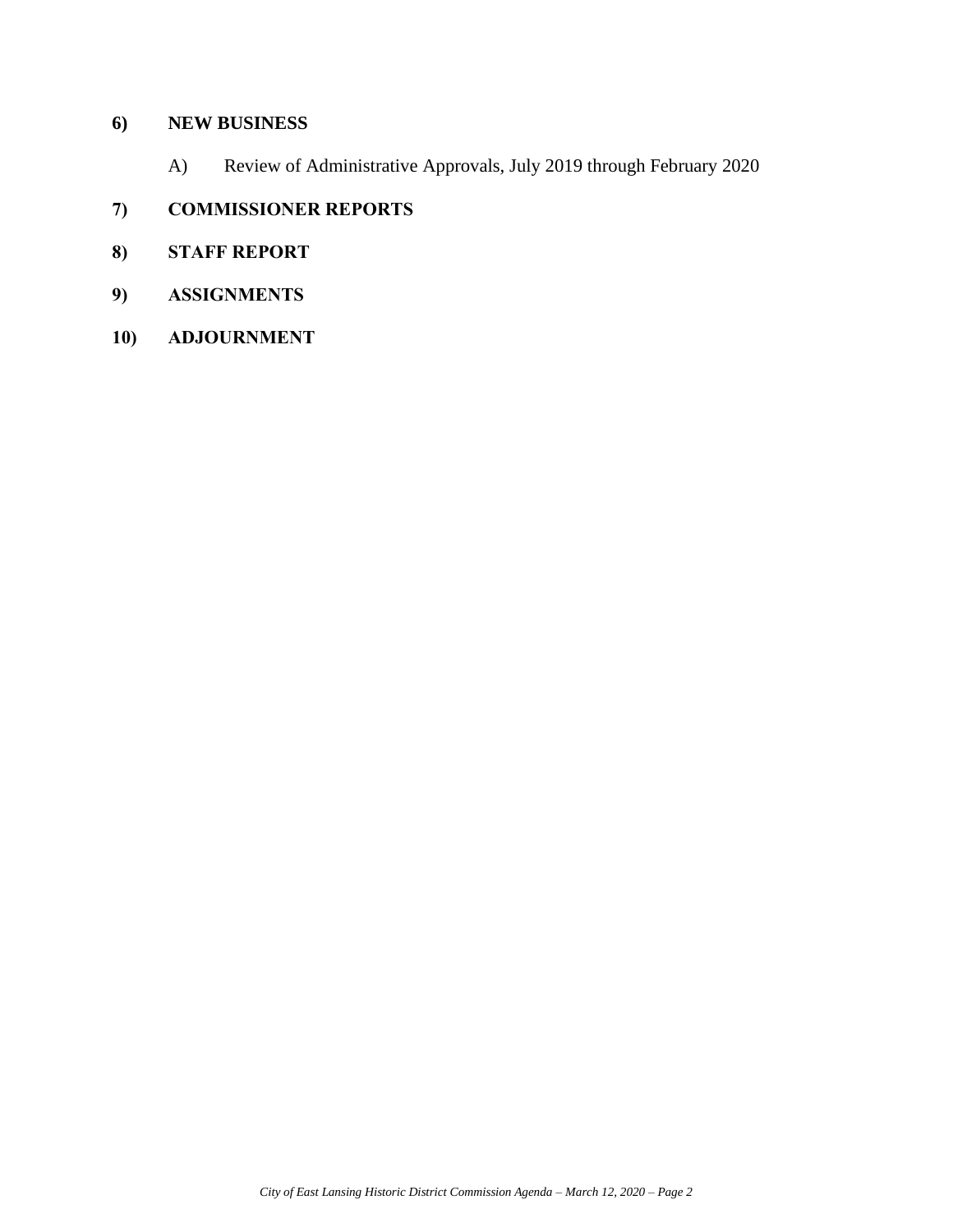**6) NEW BUSINESS**

A) Review of Administrative Approvals, July 2019 through February 2020

**7) COMMISSIONER REPORTS**

**8) STAFF REPORT**

**9) ASSIGNMENTS**

**10) ADJOURNMENT**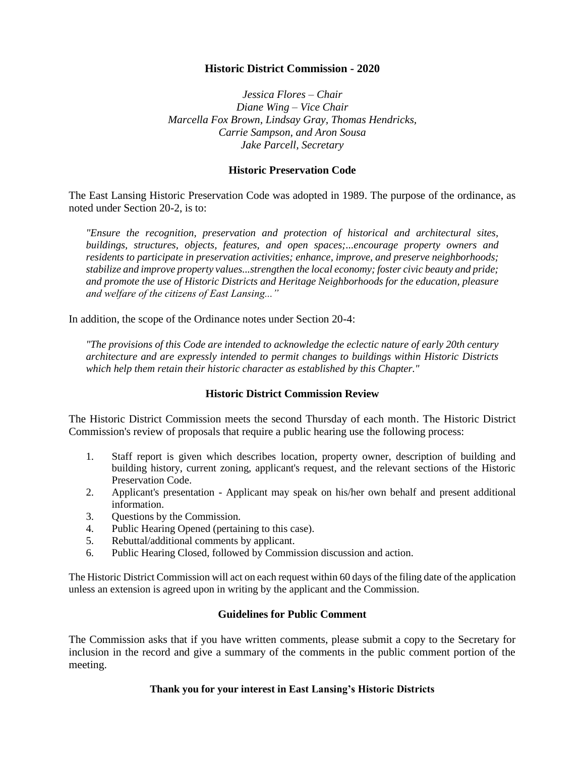## Historic District Commission - 2020

*Jessica Flores – Chair*
*Diane Wing – Vice Chair*
*Marcella Fox Brown, Lindsay Gray, Thomas Hendricks,*
*Carrie Sampson, and Aron Sousa*
*Jake Parcell, Secretary*

### Historic Preservation Code

The East Lansing Historic Preservation Code was adopted in 1989. The purpose of the ordinance, as noted under Section 20-2, is to:

> *"Ensure the recognition, preservation and protection of historical and architectural sites, buildings, structures, objects, features, and open spaces;...encourage property owners and residents to participate in preservation activities; enhance, improve, and preserve neighborhoods; stabilize and improve property values...strengthen the local economy; foster civic beauty and pride; and promote the use of Historic Districts and Heritage Neighborhoods for the education, pleasure and welfare of the citizens of East Lansing..."*

In addition, the scope of the Ordinance notes under Section 20-4:

> *"The provisions of this Code are intended to acknowledge the eclectic nature of early 20th century architecture and are expressly intended to permit changes to buildings within Historic Districts which help them retain their historic character as established by this Chapter."*

### Historic District Commission Review

The Historic District Commission meets the second Thursday of each month. The Historic District Commission's review of proposals that require a public hearing use the following process:

1. Staff report is given which describes location, property owner, description of building and building history, current zoning, applicant's request, and the relevant sections of the Historic Preservation Code.
2. Applicant's presentation - Applicant may speak on his/her own behalf and present additional information.
3. Questions by the Commission.
4. Public Hearing Opened (pertaining to this case).
5. Rebuttal/additional comments by applicant.
6. Public Hearing Closed, followed by Commission discussion and action.

The Historic District Commission will act on each request within 60 days of the filing date of the application unless an extension is agreed upon in writing by the applicant and the Commission.

### Guidelines for Public Comment

The Commission asks that if you have written comments, please submit a copy to the Secretary for inclusion in the record and give a summary of the comments in the public comment portion of the meeting.

**Thank you for your interest in East Lansing's Historic Districts**